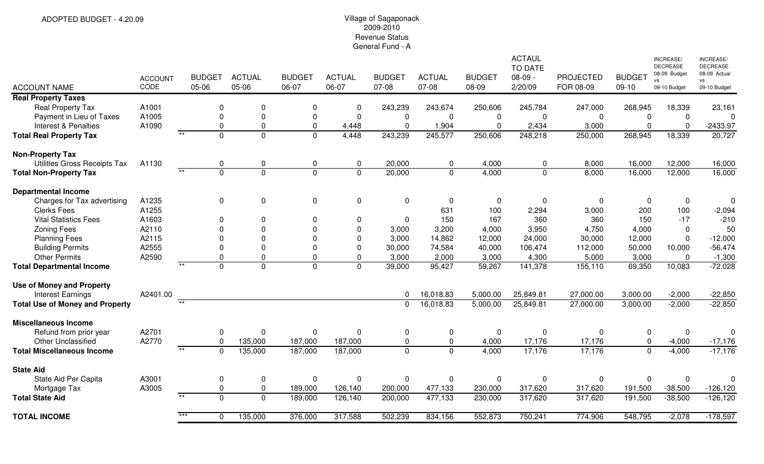ADOPTED BUDGET - 4.20.09

# Village of Sagaponack
## 2009-2010
## Revenue Status
## General Fund - A

| ACCOUNT NAME | ACCOUNT CODE | | BUDGET 05-06 | ACTUAL 05-06 | BUDGET 06-07 | ACTUAL 06-07 | BUDGET 07-08 | ACTUAL 07-08 | BUDGET 08-09 | ACTAUL TO DATE 08-09 - 2/20/09 | PROJECTED FOR 08-09 | BUDGET 09-10 | INCREASE/ DECREASE 08-09 Budget vs 09-10 Budget | INCREASE/ DECREASE 08-09 Actual vs 09-10 Budget |
|---|---|---|---|---|---|---|---|---|---|---|---|---|---|---|
| **Real Property Taxes** | | | | | | | | | | | | | | |
| Real Property Tax | A1001 | | 0 | 0 | 0 | 0 | 243,239 | 243,674 | 250,606 | 245,784 | 247,000 | 268,945 | 18,339 | 23,161 |
| Payment in Lieu of Taxes | A1005 | | 0 | 0 | 0 | 0 | 0 | 0 | 0 | 0 | 0 | 0 | 0 | 0 |
| Interest & Penalties | A1090 | | 0 | 0 | 0 | 4,448 | 0 | 1,904 | 0 | 2,434 | 3,000 | 0 | 0 | -2433.97 |
| **Total Real Property Tax** | | ** | 0 | 0 | 0 | 4,448 | 243,239 | 245,577 | 250,606 | 248,218 | 250,000 | 268,945 | 18,339 | 20,727 |
| **Non-Property Tax** | | | | | | | | | | | | | | |
| Utilities Gross Receipts Tax | A1130 | | 0 | 0 | 0 | 0 | 20,000 | 0 | 4,000 | 0 | 8,000 | 16,000 | 12,000 | 16,000 |
| **Total Non-Property Tax** | | ** | 0 | 0 | 0 | 0 | 20,000 | 0 | 4,000 | 0 | 8,000 | 16,000 | 12,000 | 16,000 |
| **Departmental Income** | | | | | | | | | | | | | | |
| Charges for Tax advertising | A1235 | | 0 | 0 | 0 | 0 | 0 | 0 | 0 | 0 | 0 | 0 | 0 | 0 |
| Clerks Fees | A1255 | | | | | | | 631 | 100 | 2,294 | 3,000 | 200 | 100 | -2,094 |
| Vital Statistics Fees | A1603 | | 0 | 0 | 0 | 0 | 0 | 150 | 167 | 360 | 360 | 150 | -17 | -210 |
| Zoning Fees | A2110 | | 0 | 0 | 0 | 0 | 3,000 | 3,200 | 4,000 | 3,950 | 4,750 | 4,000 | 0 | 50 |
| Planning Fees | A2115 | | 0 | 0 | 0 | 0 | 3,000 | 14,862 | 12,000 | 24,000 | 30,000 | 12,000 | 0 | -12,000 |
| Building Permits | A2555 | | 0 | 0 | 0 | 0 | 30,000 | 74,584 | 40,000 | 106,474 | 112,000 | 50,000 | 10,000 | -56,474 |
| Other Permits | A2590 | | 0 | 0 | 0 | 0 | 3,000 | 2,000 | 3,000 | 4,300 | 5,000 | 3,000 | 0 | -1,300 |
| **Total Departmental Income** | | ** | 0 | 0 | 0 | 0 | 39,000 | 95,427 | 59,267 | 141,378 | 155,110 | 69,350 | 10,083 | -72,028 |
| **Use of Money and Property** | | | | | | | | | | | | | | |
| Interest Earnings | A2401.00 | | | | | | 0 | 16,018.83 | 5,000.00 | 25,849.81 | 27,000.00 | 3,000.00 | -2,000 | -22,850 |
| **Total Use of Money and Property** | | ** | | | | | 0 | 16,018.83 | 5,000.00 | 25,849.81 | 27,000.00 | 3,000.00 | -2,000 | -22,850 |
| **Miscellaneous Income** | | | | | | | | | | | | | | |
| Refund from prior year | A2701 | | 0 | 0 | 0 | 0 | 0 | 0 | 0 | 0 | 0 | 0 | 0 | 0 |
| Other Unclassified | A2770 | | 0 | 135,000 | 187,000 | 187,000 | 0 | 0 | 4,000 | 17,176 | 17,176 | 0 | -4,000 | -17,176 |
| **Total Miscellaneous Income** | | ** | 0 | 135,000 | 187,000 | 187,000 | 0 | 0 | 4,000 | 17,176 | 17,176 | 0 | -4,000 | -17,176 |
| **State Aid** | | | | | | | | | | | | | | |
| State Aid Per Capita | A3001 | | 0 | 0 | 0 | 0 | 0 | 0 | 0 | 0 | 0 | 0 | 0 | 0 |
| Mortgage Tax | A3005 | | 0 | 0 | 189,000 | 126,140 | 200,000 | 477,133 | 230,000 | 317,620 | 317,620 | 191,500 | -38,500 | -126,120 |
| **Total State Aid** | | ** | 0 | 0 | 189,000 | 126,140 | 200,000 | 477,133 | 230,000 | 317,620 | 317,620 | 191,500 | -38,500 | -126,120 |
| **TOTAL INCOME** | | *** | 0 | 135,000 | 376,000 | 317,588 | 502,239 | 834,156 | 552,873 | 750,241 | 774,906 | 548,795 | -2,078 | -178,597 |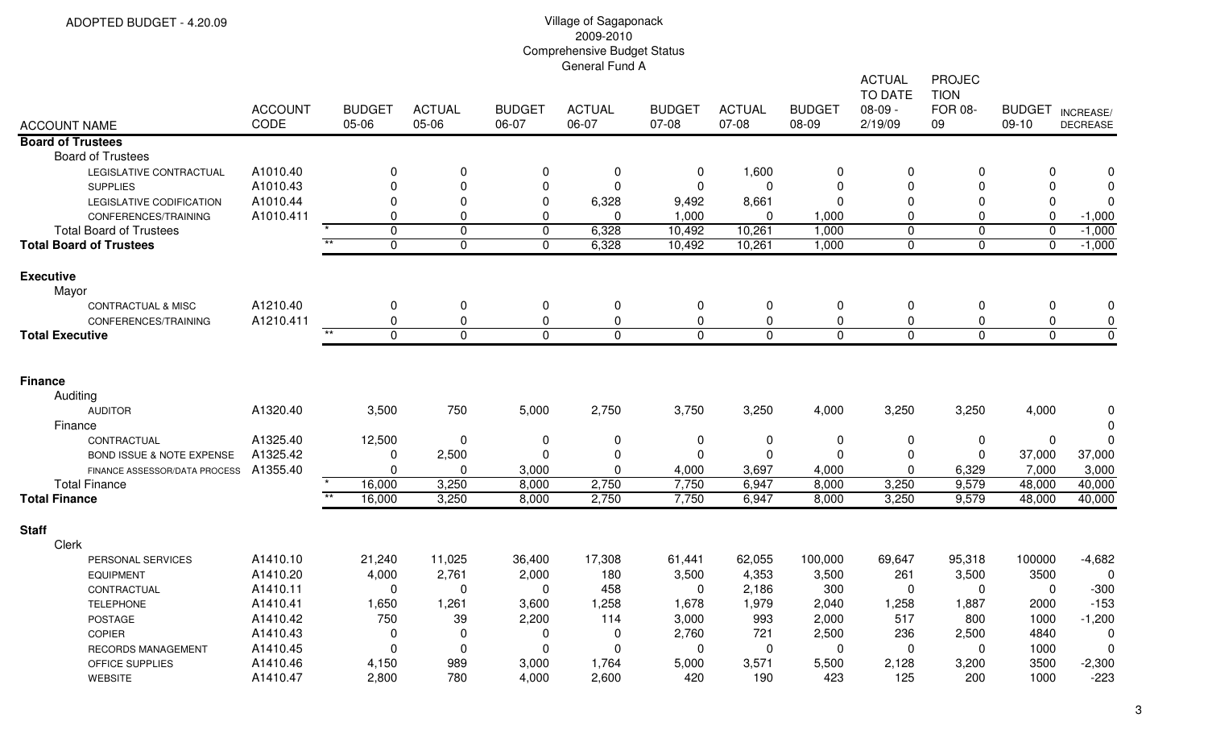ADOPTED BUDGET - 4.20.09

# Village of Sagaponack
## 2009-2010
## Comprehensive Budget Status
## General Fund A

| ACCOUNT NAME | ACCOUNT CODE | | BUDGET 05-06 | ACTUAL 05-06 | BUDGET 06-07 | ACTUAL 06-07 | BUDGET 07-08 | ACTUAL 07-08 | BUDGET 08-09 | ACTUAL TO DATE 08-09 - 2/19/09 | PROJECTION FOR 08-09 | BUDGET 09-10 | INCREASE/ DECREASE |
|---|---|---|---|---|---|---|---|---|---|---|---|---|---|
| **Board of Trustees** | | | | | | | | | | | | | |
| Board of Trustees | | | | | | | | | | | | | |
| LEGISLATIVE CONTRACTUAL | A1010.40 | | 0 | 0 | 0 | 0 | 0 | 1,600 | 0 | 0 | 0 | 0 | 0 |
| SUPPLIES | A1010.43 | | 0 | 0 | 0 | 0 | 0 | 0 | 0 | 0 | 0 | 0 | 0 |
| LEGISLATIVE CODIFICATION | A1010.44 | | 0 | 0 | 0 | 6,328 | 9,492 | 8,661 | 0 | 0 | 0 | 0 | 0 |
| CONFERENCES/TRAINING | A1010.411 | | 0 | 0 | 0 | 0 | 1,000 | 0 | 1,000 | 0 | 0 | 0 | -1,000 |
| Total Board of Trustees | | * | 0 | 0 | 0 | 6,328 | 10,492 | 10,261 | 1,000 | 0 | 0 | 0 | -1,000 |
| **Total Board of Trustees** | | ** | 0 | 0 | 0 | 6,328 | 10,492 | 10,261 | 1,000 | 0 | 0 | 0 | -1,000 |
| **Executive** | | | | | | | | | | | | | |
| Mayor | | | | | | | | | | | | | |
| CONTRACTUAL & MISC | A1210.40 | | 0 | 0 | 0 | 0 | 0 | 0 | 0 | 0 | 0 | 0 | 0 |
| CONFERENCES/TRAINING | A1210.411 | | 0 | 0 | 0 | 0 | 0 | 0 | 0 | 0 | 0 | 0 | 0 |
| **Total Executive** | | ** | 0 | 0 | 0 | 0 | 0 | 0 | 0 | 0 | 0 | 0 | 0 |
| **Finance** | | | | | | | | | | | | | |
| Auditing | | | | | | | | | | | | | |
| AUDITOR | A1320.40 | | 3,500 | 750 | 5,000 | 2,750 | 3,750 | 3,250 | 4,000 | 3,250 | 3,250 | 4,000 | 0 |
| Finance | | | | | | | | | | | | | 0 |
| CONTRACTUAL | A1325.40 | | 12,500 | 0 | 0 | 0 | 0 | 0 | 0 | 0 | 0 | 0 | 0 |
| BOND ISSUE & NOTE EXPENSE | A1325.42 | | 0 | 2,500 | 0 | 0 | 0 | 0 | 0 | 0 | 0 | 37,000 | 37,000 |
| FINANCE ASSESSOR/DATA PROCESS | A1355.40 | | 0 | 0 | 3,000 | 0 | 4,000 | 3,697 | 4,000 | 0 | 6,329 | 7,000 | 3,000 |
| Total Finance | | * | 16,000 | 3,250 | 8,000 | 2,750 | 7,750 | 6,947 | 8,000 | 3,250 | 9,579 | 48,000 | 40,000 |
| **Total Finance** | | ** | 16,000 | 3,250 | 8,000 | 2,750 | 7,750 | 6,947 | 8,000 | 3,250 | 9,579 | 48,000 | 40,000 |
| **Staff** | | | | | | | | | | | | | |
| Clerk | | | | | | | | | | | | | |
| PERSONAL SERVICES | A1410.10 | | 21,240 | 11,025 | 36,400 | 17,308 | 61,441 | 62,055 | 100,000 | 69,647 | 95,318 | 100000 | -4,682 |
| EQUIPMENT | A1410.20 | | 4,000 | 2,761 | 2,000 | 180 | 3,500 | 4,353 | 3,500 | 261 | 3,500 | 3500 | 0 |
| CONTRACTUAL | A1410.11 | | 0 | 0 | 0 | 458 | 0 | 2,186 | 300 | 0 | 0 | 0 | -300 |
| TELEPHONE | A1410.41 | | 1,650 | 1,261 | 3,600 | 1,258 | 1,678 | 1,979 | 2,040 | 1,258 | 1,887 | 2000 | -153 |
| POSTAGE | A1410.42 | | 750 | 39 | 2,200 | 114 | 3,000 | 993 | 2,000 | 517 | 800 | 1000 | -1,200 |
| COPIER | A1410.43 | | 0 | 0 | 0 | 0 | 2,760 | 721 | 2,500 | 236 | 2,500 | 4840 | 0 |
| RECORDS MANAGEMENT | A1410.45 | | 0 | 0 | 0 | 0 | 0 | 0 | 0 | 0 | 0 | 1000 | 0 |
| OFFICE SUPPLIES | A1410.46 | | 4,150 | 989 | 3,000 | 1,764 | 5,000 | 3,571 | 5,500 | 2,128 | 3,200 | 3500 | -2,300 |
| WEBSITE | A1410.47 | | 2,800 | 780 | 4,000 | 2,600 | 420 | 190 | 423 | 125 | 200 | 1000 | -223 |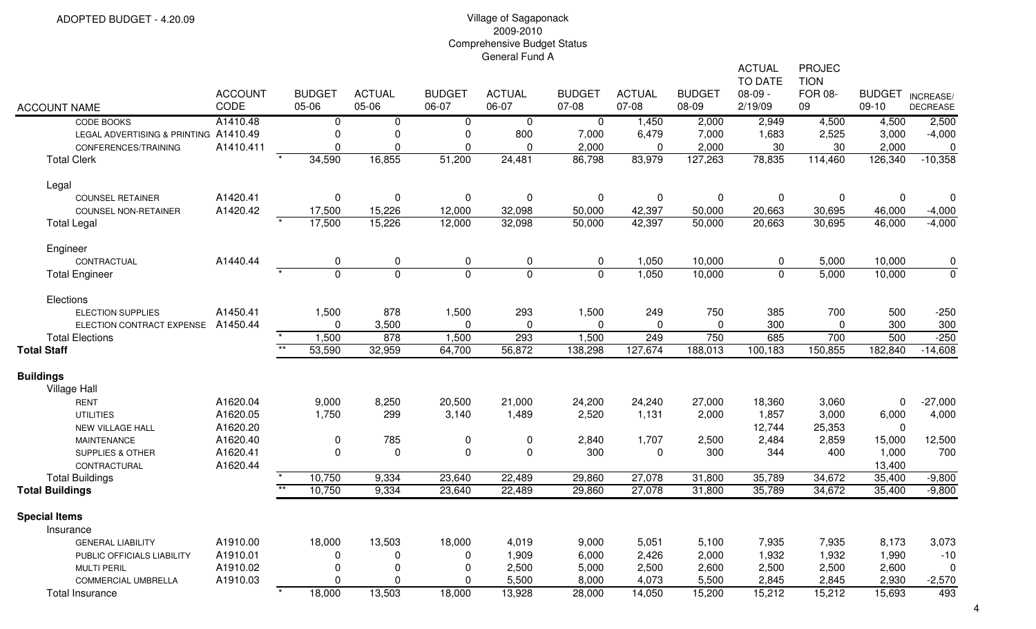ADOPTED BUDGET - 4.20.09

# Village of Sagaponack
## 2009-2010
## Comprehensive Budget Status
## General Fund A

| ACCOUNT NAME | ACCOUNT CODE | | BUDGET 05-06 | ACTUAL 05-06 | BUDGET 06-07 | ACTUAL 06-07 | BUDGET 07-08 | ACTUAL 07-08 | BUDGET 08-09 | ACTUAL TO DATE 08-09 - 2/19/09 | PROJECTION FOR 08-09 | BUDGET 09-10 | INCREASE/ DECREASE |
|---|---|---|---|---|---|---|---|---|---|---|---|---|---|
| CODE BOOKS | A1410.48 | | 0 | 0 | 0 | 0 | 0 | 1,450 | 2,000 | 2,949 | 4,500 | 4,500 | 2,500 |
| LEGAL ADVERTISING & PRINTING | A1410.49 | | 0 | 0 | 0 | 800 | 7,000 | 6,479 | 7,000 | 1,683 | 2,525 | 3,000 | -4,000 |
| CONFERENCES/TRAINING | A1410.411 | | 0 | 0 | 0 | 0 | 2,000 | 0 | 2,000 | 30 | 30 | 2,000 | 0 |
| Total Clerk | | * | 34,590 | 16,855 | 51,200 | 24,481 | 86,798 | 83,979 | 127,263 | 78,835 | 114,460 | 126,340 | -10,358 |
| Legal | | | | | | | | | | | | | |
| COUNSEL RETAINER | A1420.41 | | 0 | 0 | 0 | 0 | 0 | 0 | 0 | 0 | 0 | 0 | 0 |
| COUNSEL NON-RETAINER | A1420.42 | | 17,500 | 15,226 | 12,000 | 32,098 | 50,000 | 42,397 | 50,000 | 20,663 | 30,695 | 46,000 | -4,000 |
| Total Legal | | * | 17,500 | 15,226 | 12,000 | 32,098 | 50,000 | 42,397 | 50,000 | 20,663 | 30,695 | 46,000 | -4,000 |
| Engineer | | | | | | | | | | | | | |
| CONTRACTUAL | A1440.44 | | 0 | 0 | 0 | 0 | 0 | 1,050 | 10,000 | 0 | 5,000 | 10,000 | 0 |
| Total Engineer | | * | 0 | 0 | 0 | 0 | 0 | 1,050 | 10,000 | 0 | 5,000 | 10,000 | 0 |
| Elections | | | | | | | | | | | | | |
| ELECTION SUPPLIES | A1450.41 | | 1,500 | 878 | 1,500 | 293 | 1,500 | 249 | 750 | 385 | 700 | 500 | -250 |
| ELECTION CONTRACT EXPENSE | A1450.44 | | 0 | 3,500 | 0 | 0 | 0 | 0 | 0 | 300 | 0 | 300 | 300 |
| Total Elections | | * | 1,500 | 878 | 1,500 | 293 | 1,500 | 249 | 750 | 685 | 700 | 500 | -250 |
| **Total Staff** | | ** | 53,590 | 32,959 | 64,700 | 56,872 | 138,298 | 127,674 | 188,013 | 100,183 | 150,855 | 182,840 | -14,608 |
| **Buildings** | | | | | | | | | | | | | |
| Village Hall | | | | | | | | | | | | | |
| RENT | A1620.04 | | 9,000 | 8,250 | 20,500 | 21,000 | 24,200 | 24,240 | 27,000 | 18,360 | 3,060 | 0 | -27,000 |
| UTILITIES | A1620.05 | | 1,750 | 299 | 3,140 | 1,489 | 2,520 | 1,131 | 2,000 | 1,857 | 3,000 | 6,000 | 4,000 |
| NEW VILLAGE HALL | A1620.20 | | | | | | | | | 12,744 | 25,353 | 0 | |
| MAINTENANCE | A1620.40 | | 0 | 785 | 0 | 0 | 2,840 | 1,707 | 2,500 | 2,484 | 2,859 | 15,000 | 12,500 |
| SUPPLIES & OTHER | A1620.41 | | 0 | 0 | 0 | 0 | 300 | 0 | 300 | 344 | 400 | 1,000 | 700 |
| CONTRACTURAL | A1620.44 | | | | | | | | | | | 13,400 | |
| Total Buildings | | * | 10,750 | 9,334 | 23,640 | 22,489 | 29,860 | 27,078 | 31,800 | 35,789 | 34,672 | 35,400 | -9,800 |
| **Total Buildings** | | ** | 10,750 | 9,334 | 23,640 | 22,489 | 29,860 | 27,078 | 31,800 | 35,789 | 34,672 | 35,400 | -9,800 |
| **Special Items** | | | | | | | | | | | | | |
| Insurance | | | | | | | | | | | | | |
| GENERAL LIABILITY | A1910.00 | | 18,000 | 13,503 | 18,000 | 4,019 | 9,000 | 5,051 | 5,100 | 7,935 | 7,935 | 8,173 | 3,073 |
| PUBLIC OFFICIALS LIABILITY | A1910.01 | | 0 | 0 | 0 | 1,909 | 6,000 | 2,426 | 2,000 | 1,932 | 1,932 | 1,990 | -10 |
| MULTI PERIL | A1910.02 | | 0 | 0 | 0 | 2,500 | 5,000 | 2,500 | 2,600 | 2,500 | 2,500 | 2,600 | 0 |
| COMMERCIAL UMBRELLA | A1910.03 | | 0 | 0 | 0 | 5,500 | 8,000 | 4,073 | 5,500 | 2,845 | 2,845 | 2,930 | -2,570 |
| Total Insurance | | * | 18,000 | 13,503 | 18,000 | 13,928 | 28,000 | 14,050 | 15,200 | 15,212 | 15,212 | 15,693 | 493 |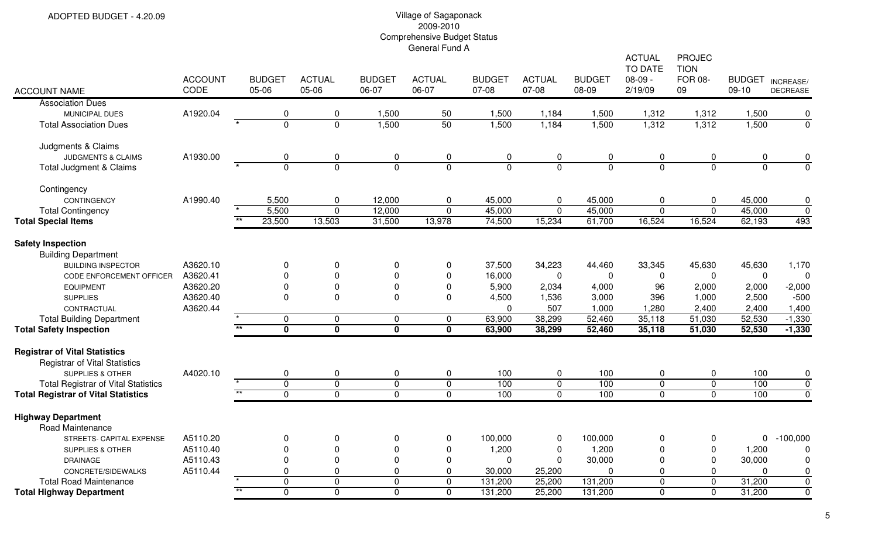ADOPTED BUDGET - 4.20.09

# Village of Sagaponack
## 2009-2010
## Comprehensive Budget Status
## General Fund A

| ACCOUNT NAME | ACCOUNT CODE | | BUDGET 05-06 | ACTUAL 05-06 | BUDGET 06-07 | ACTUAL 06-07 | BUDGET 07-08 | ACTUAL 07-08 | BUDGET 08-09 | ACTUAL TO DATE 08-09 - 2/19/09 | PROJECTION FOR 08-09 | BUDGET 09-10 | INCREASE/ DECREASE |
|---|---|---|---|---|---|---|---|---|---|---|---|---|---|
| Association Dues | | | | | | | | | | | | | |
| MUNICIPAL DUES | A1920.04 | | 0 | 0 | 1,500 | 50 | 1,500 | 1,184 | 1,500 | 1,312 | 1,312 | 1,500 | 0 |
| Total Association Dues | | * | 0 | 0 | 1,500 | 50 | 1,500 | 1,184 | 1,500 | 1,312 | 1,312 | 1,500 | 0 |
| Judgments & Claims | | | | | | | | | | | | | |
| JUDGMENTS & CLAIMS | A1930.00 | | 0 | 0 | 0 | 0 | 0 | 0 | 0 | 0 | 0 | 0 | 0 |
| Total Judgment & Claims | | * | 0 | 0 | 0 | 0 | 0 | 0 | 0 | 0 | 0 | 0 | 0 |
| Contingency | | | | | | | | | | | | | |
| CONTINGENCY | A1990.40 | | 5,500 | 0 | 12,000 | 0 | 45,000 | 0 | 45,000 | 0 | 0 | 45,000 | 0 |
| Total Contingency | | * | 5,500 | 0 | 12,000 | 0 | 45,000 | 0 | 45,000 | 0 | 0 | 45,000 | 0 |
| **Total Special Items** | | ** | 23,500 | 13,503 | 31,500 | 13,978 | 74,500 | 15,234 | 61,700 | 16,524 | 16,524 | 62,193 | 493 |
| **Safety Inspection** | | | | | | | | | | | | | |
| Building Department | | | | | | | | | | | | | |
| BUILDING INSPECTOR | A3620.10 | | 0 | 0 | 0 | 0 | 37,500 | 34,223 | 44,460 | 33,345 | 45,630 | 45,630 | 1,170 |
| CODE ENFORCEMENT OFFICER | A3620.41 | | 0 | 0 | 0 | 0 | 16,000 | 0 | 0 | 0 | 0 | 0 | 0 |
| EQUIPMENT | A3620.20 | | 0 | 0 | 0 | 0 | 5,900 | 2,034 | 4,000 | 96 | 2,000 | 2,000 | -2,000 |
| SUPPLIES | A3620.40 | | 0 | 0 | 0 | 0 | 4,500 | 1,536 | 3,000 | 396 | 1,000 | 2,500 | -500 |
| CONTRACTUAL | A3620.44 | | | | | | 0 | 507 | 1,000 | 1,280 | 2,400 | 2,400 | 1,400 |
| Total Building Department | | * | 0 | 0 | 0 | 0 | 63,900 | 38,299 | 52,460 | 35,118 | 51,030 | 52,530 | -1,330 |
| **Total Safety Inspection** | | ** | **0** | **0** | **0** | **0** | **63,900** | **38,299** | **52,460** | **35,118** | **51,030** | **52,530** | **-1,330** |
| **Registrar of Vital Statistics** | | | | | | | | | | | | | |
| Registrar of Vital Statistics | | | | | | | | | | | | | |
| SUPPLIES & OTHER | A4020.10 | | 0 | 0 | 0 | 0 | 100 | 0 | 100 | 0 | 0 | 100 | 0 |
| Total Registrar of Vital Statistics | | * | 0 | 0 | 0 | 0 | 100 | 0 | 100 | 0 | 0 | 100 | 0 |
| **Total Registrar of Vital Statistics** | | ** | 0 | 0 | 0 | 0 | 100 | 0 | 100 | 0 | 0 | 100 | 0 |
| **Highway Department** | | | | | | | | | | | | | |
| Road Maintenance | | | | | | | | | | | | | |
| STREETS- CAPITAL EXPENSE | A5110.20 | | 0 | 0 | 0 | 0 | 100,000 | 0 | 100,000 | 0 | 0 | 0 | -100,000 |
| SUPPLIES & OTHER | A5110.40 | | 0 | 0 | 0 | 0 | 1,200 | 0 | 1,200 | 0 | 0 | 1,200 | 0 |
| DRAINAGE | A5110.43 | | 0 | 0 | 0 | 0 | 0 | 0 | 30,000 | 0 | 0 | 30,000 | 0 |
| CONCRETE/SIDEWALKS | A5110.44 | | 0 | 0 | 0 | 0 | 30,000 | 25,200 | 0 | 0 | 0 | 0 | 0 |
| Total Road Maintenance | | * | 0 | 0 | 0 | 0 | 131,200 | 25,200 | 131,200 | 0 | 0 | 31,200 | 0 |
| **Total Highway Department** | | ** | 0 | 0 | 0 | 0 | 131,200 | 25,200 | 131,200 | 0 | 0 | 31,200 | 0 |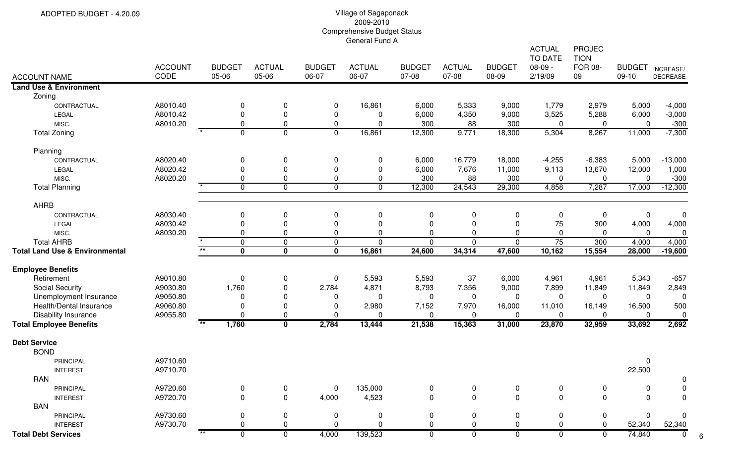ADOPTED BUDGET - 4.20.09

Village of Sagaponack
2009-2010
Comprehensive Budget Status
General Fund A

| ACCOUNT NAME | ACCOUNT CODE | | BUDGET 05-06 | ACTUAL 05-06 | BUDGET 06-07 | ACTUAL 06-07 | BUDGET 07-08 | ACTUAL 07-08 | BUDGET 08-09 | ACTUAL TO DATE 08-09 - 2/19/09 | PROJECTION FOR 08-09 | BUDGET 09-10 | INCREASE/ DECREASE |
|---|---|---|---|---|---|---|---|---|---|---|---|---|---|
| **Land Use & Environment** | | | | | | | | | | | | | |
| Zoning | | | | | | | | | | | | | |
| CONTRACTUAL | A8010.40 | | 0 | 0 | 0 | 16,861 | 6,000 | 5,333 | 9,000 | 1,779 | 2,979 | 5,000 | -4,000 |
| LEGAL | A8010.42 | | 0 | 0 | 0 | 0 | 6,000 | 4,350 | 9,000 | 3,525 | 5,288 | 6,000 | -3,000 |
| MISC. | A8010.20 | | 0 | 0 | 0 | 0 | 300 | 88 | 300 | 0 | 0 | 0 | -300 |
| Total Zoning | | * | 0 | 0 | 0 | 16,861 | 12,300 | 9,771 | 18,300 | 5,304 | 8,267 | 11,000 | -7,300 |
| Planning | | | | | | | | | | | | | |
| CONTRACTUAL | A8020.40 | | 0 | 0 | 0 | 0 | 6,000 | 16,779 | 18,000 | -4,255 | -6,383 | 5,000 | -13,000 |
| LEGAL | A8020.42 | | 0 | 0 | 0 | 0 | 6,000 | 7,676 | 11,000 | 9,113 | 13,670 | 12,000 | 1,000 |
| MISC. | A8020.20 | | 0 | 0 | 0 | 0 | 300 | 88 | 300 | 0 | 0 | 0 | -300 |
| Total Planning | | * | 0 | 0 | 0 | 0 | 12,300 | 24,543 | 29,300 | 4,858 | 7,287 | 17,000 | -12,300 |
| AHRB | | | | | | | | | | | | | |
| CONTRACTUAL | A8030.40 | | 0 | 0 | 0 | 0 | 0 | 0 | 0 | 0 | 0 | 0 | 0 |
| LEGAL | A8030.42 | | 0 | 0 | 0 | 0 | 0 | 0 | 0 | 75 | 300 | 4,000 | 4,000 |
| MISC. | A8030.20 | | 0 | 0 | 0 | 0 | 0 | 0 | 0 | 0 | 0 | 0 | 0 |
| Total AHRB | | * | 0 | 0 | 0 | 0 | 0 | 0 | 0 | 75 | 300 | 4,000 | 4,000 |
| **Total Land Use & Environmental** | | ** | **0** | **0** | **0** | **16,861** | **24,600** | **34,314** | **47,600** | **10,162** | **15,554** | **28,000** | **-19,600** |
| **Employee Benefits** | | | | | | | | | | | | | |
| Retirement | A9010.80 | | 0 | 0 | 0 | 5,593 | 5,593 | 37 | 6,000 | 4,961 | 4,961 | 5,343 | -657 |
| Social Security | A9030.80 | | 1,760 | 0 | 2,784 | 4,871 | 8,793 | 7,356 | 9,000 | 7,899 | 11,849 | 11,849 | 2,849 |
| Unemployment Insurance | A9050.80 | | 0 | 0 | 0 | 0 | 0 | 0 | 0 | 0 | 0 | 0 | 0 |
| Health/Dental Insurance | A9060.80 | | 0 | 0 | 0 | 2,980 | 7,152 | 7,970 | 16,000 | 11,010 | 16,149 | 16,500 | 500 |
| Disability Insurance | A9055.80 | | 0 | 0 | 0 | 0 | 0 | 0 | 0 | 0 | 0 | 0 | 0 |
| **Total Employee Benefits** | | ** | **1,760** | **0** | **2,784** | **13,444** | **21,538** | **15,363** | **31,000** | **23,870** | **32,959** | **33,692** | **2,692** |
| **Debt Service** | | | | | | | | | | | | | |
| BOND | | | | | | | | | | | | | |
| PRINCIPAL | A9710.60 | | | | | | | | | | | 0 | |
| INTEREST | A9710.70 | | | | | | | | | | | 22,500 | |
| RAN | | | | | | | | | | | | | 0 |
| PRINCIPAL | A9720.60 | | 0 | 0 | 0 | 135,000 | 0 | 0 | 0 | 0 | 0 | 0 | 0 |
| INTEREST | A9720.70 | | 0 | 0 | 4,000 | 4,523 | 0 | 0 | 0 | 0 | 0 | 0 | 0 |
| BAN | | | | | | | | | | | | | |
| PRINCIPAL | A9730.60 | | 0 | 0 | 0 | 0 | 0 | 0 | 0 | 0 | 0 | 0 | 0 |
| INTEREST | A9730.70 | | 0 | 0 | 0 | 0 | 0 | 0 | 0 | 0 | 0 | 52,340 | 52,340 |
| **Total Debt Services** | | ** | 0 | 0 | 4,000 | 139,523 | 0 | 0 | 0 | 0 | 0 | 74,840 | 0 |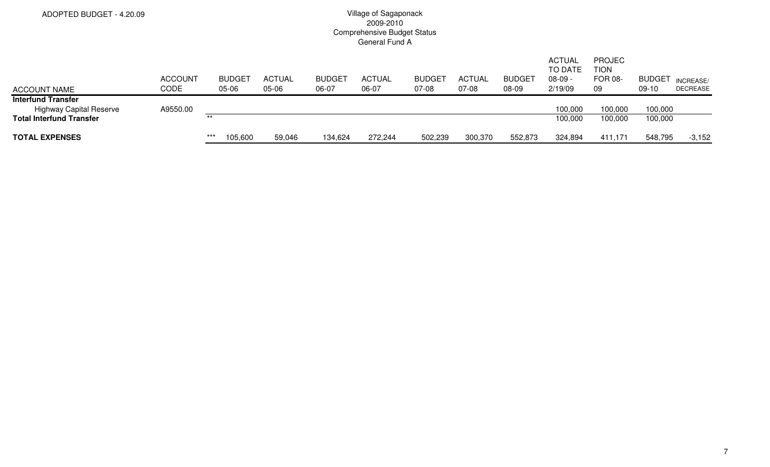ADOPTED BUDGET - 4.20.09

Village of Sagaponack
2009-2010
Comprehensive Budget Status
General Fund A

| ACCOUNT NAME | ACCOUNT CODE | | BUDGET 05-06 | ACTUAL 05-06 | BUDGET 06-07 | ACTUAL 06-07 | BUDGET 07-08 | ACTUAL 07-08 | BUDGET 08-09 | ACTUAL TO DATE 08-09 - 2/19/09 | PROJECTION FOR 08-09 | BUDGET 09-10 | INCREASE/ DECREASE |
|---|---|---|---|---|---|---|---|---|---|---|---|---|---|
| **Interfund Transfer** | | | | | | | | | | | | | |
| Highway Capital Reserve | A9550.00 | | | | | | | | | 100,000 | 100,000 | 100,000 | |
| **Total Interfund Transfer** | | ** | | | | | | | | 100,000 | 100,000 | 100,000 | |
| **TOTAL EXPENSES** | | *** | 105,600 | 59,046 | 134,624 | 272,244 | 502,239 | 300,370 | 552,873 | 324,894 | 411,171 | 548,795 | -3,152 |